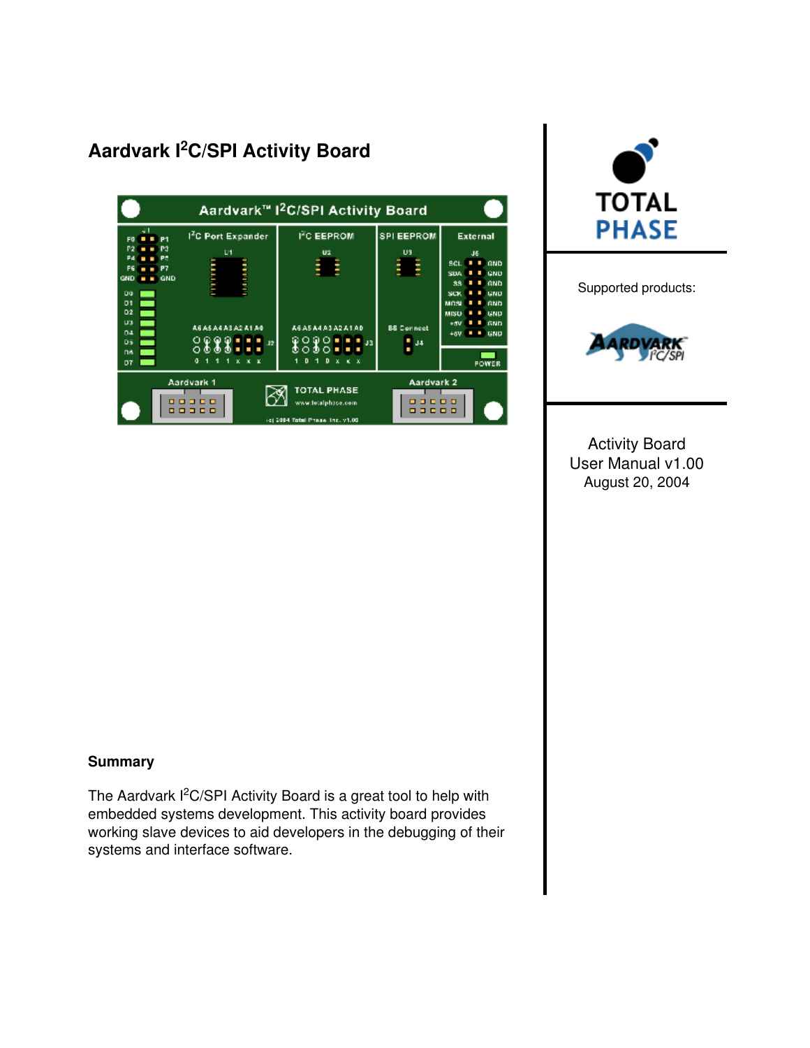# Aardvark I²C/SPI Activity Board

Supported products:

Activity Board
User Manual v1.00
August 20, 2004

### Summary

The Aardvark I²C/SPI Activity Board is a great tool to help with embedded systems development. This activity board provides working slave devices to aid developers in the debugging of their systems and interface software.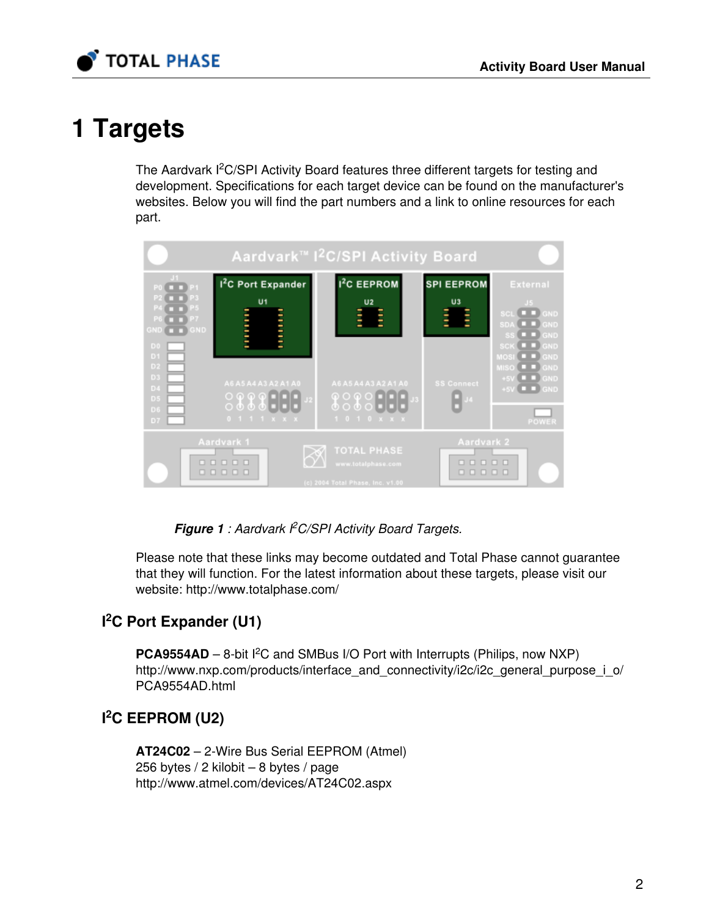# 1 Targets

The Aardvark I²C/SPI Activity Board features three different targets for testing and development. Specifications for each target device can be found on the manufacturer's websites. Below you will find the part numbers and a link to online resources for each part.

***Figure 1*** *: Aardvark I²C/SPI Activity Board Targets.*

Please note that these links may become outdated and Total Phase cannot guarantee that they will function. For the latest information about these targets, please visit our website: http://www.totalphase.com/

## I²C Port Expander (U1)

**PCA9554AD** – 8-bit I²C and SMBus I/O Port with Interrupts (Philips, now NXP)
http://www.nxp.com/products/interface_and_connectivity/i2c/i2c_general_purpose_i_o/PCA9554AD.html

## I²C EEPROM (U2)

**AT24C02** – 2-Wire Bus Serial EEPROM (Atmel)
256 bytes / 2 kilobit – 8 bytes / page
http://www.atmel.com/devices/AT24C02.aspx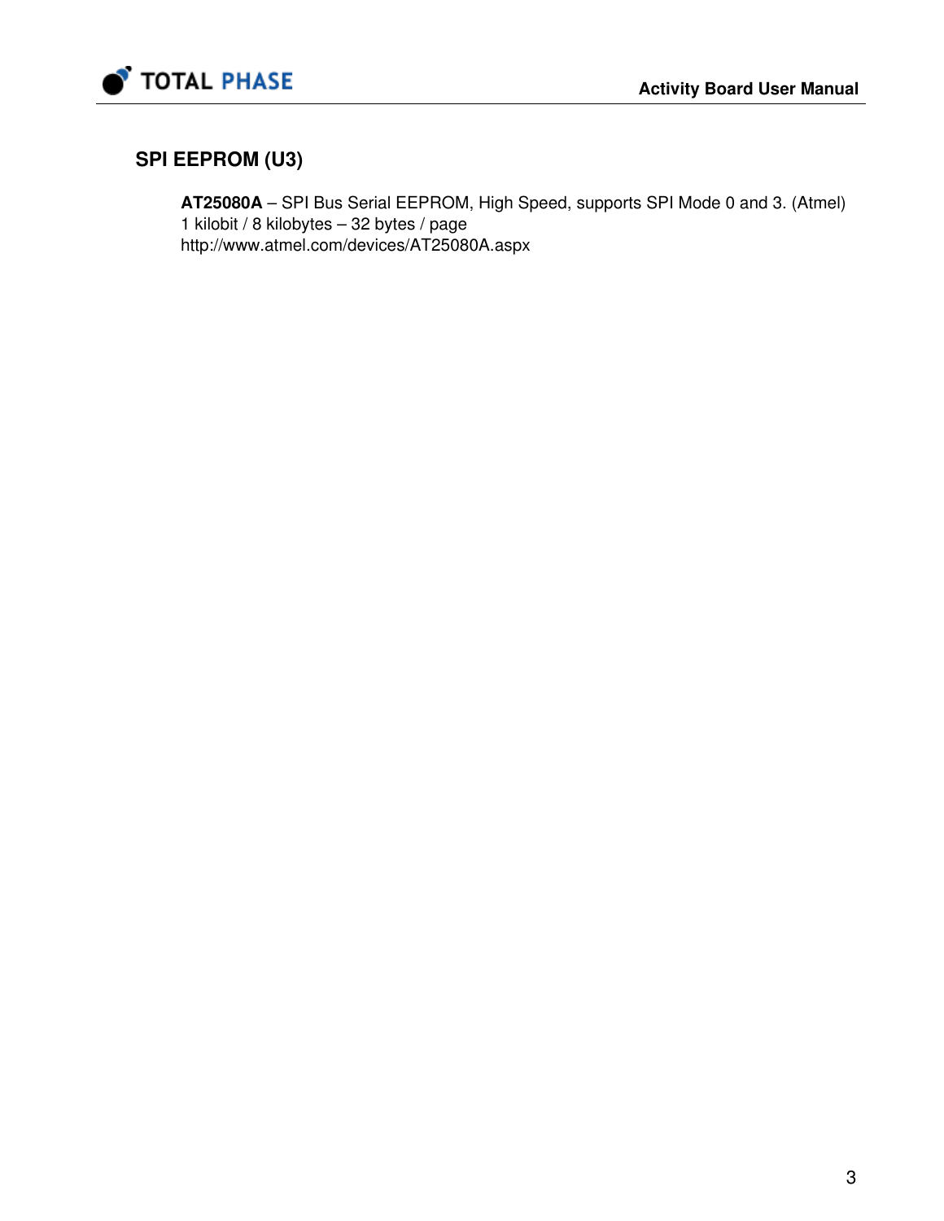## SPI EEPROM (U3)

**AT25080A** – SPI Bus Serial EEPROM, High Speed, supports SPI Mode 0 and 3. (Atmel)
1 kilobit / 8 kilobytes – 32 bytes / page
http://www.atmel.com/devices/AT25080A.aspx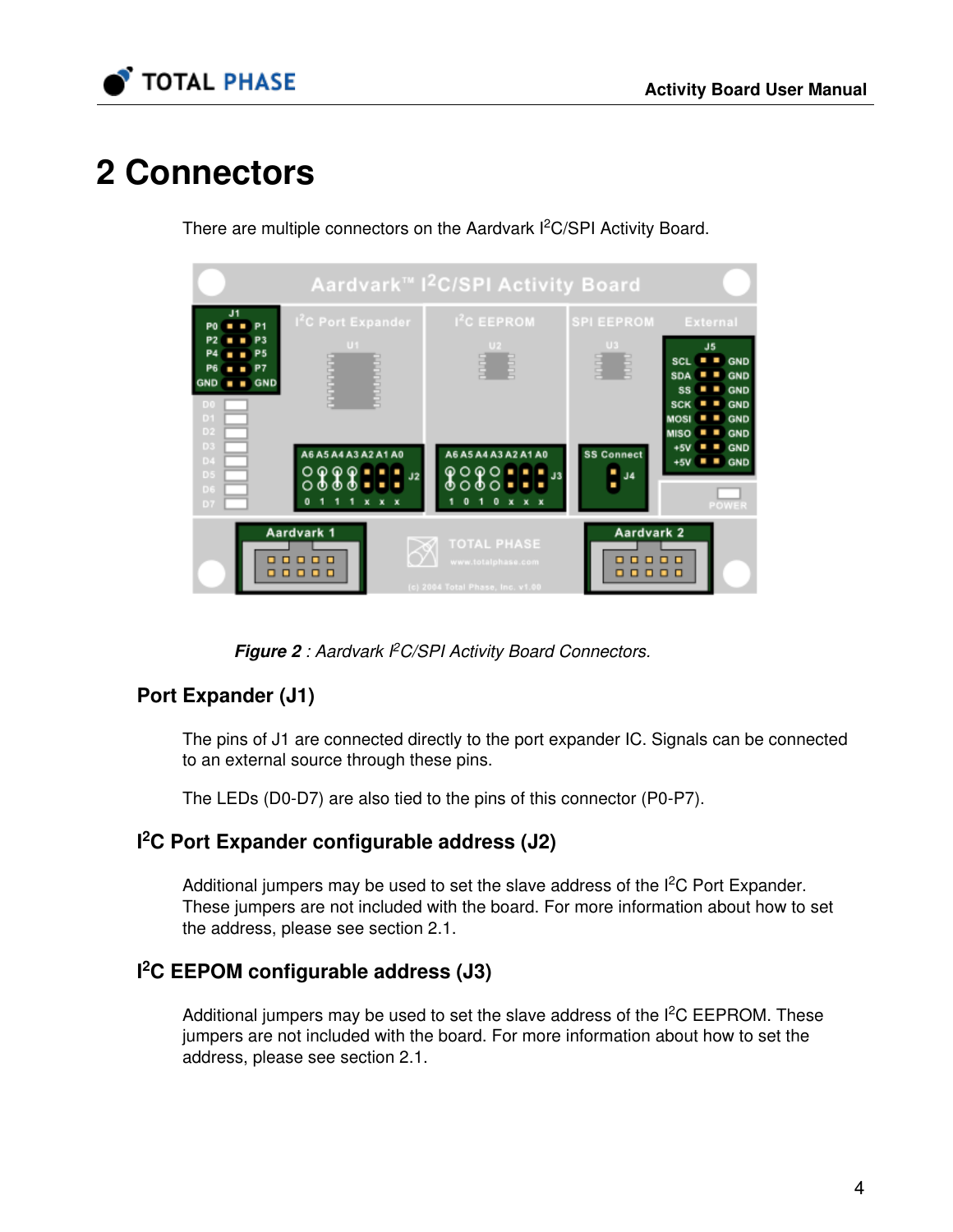# 2 Connectors

There are multiple connectors on the Aardvark I$^2$C/SPI Activity Board.

***Figure 2** : Aardvark I$^2$C/SPI Activity Board Connectors.*

### Port Expander (J1)

The pins of J1 are connected directly to the port expander IC. Signals can be connected to an external source through these pins.

The LEDs (D0-D7) are also tied to the pins of this connector (P0-P7).

### I$^2$C Port Expander configurable address (J2)

Additional jumpers may be used to set the slave address of the I$^2$C Port Expander. These jumpers are not included with the board. For more information about how to set the address, please see section 2.1.

### I$^2$C EEPOM configurable address (J3)

Additional jumpers may be used to set the slave address of the I$^2$C EEPROM. These jumpers are not included with the board. For more information about how to set the address, please see section 2.1.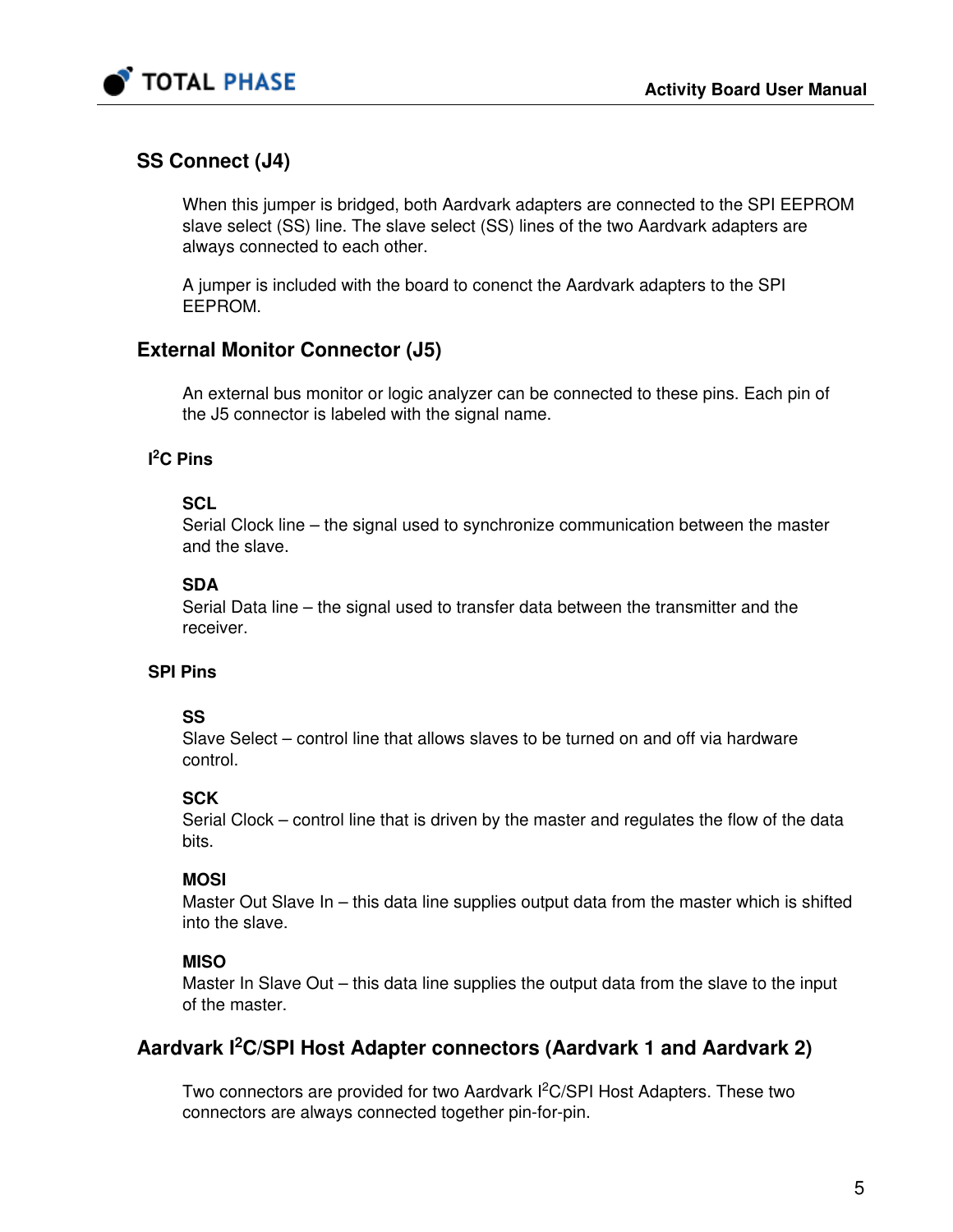## SS Connect (J4)

When this jumper is bridged, both Aardvark adapters are connected to the SPI EEPROM slave select (SS) line. The slave select (SS) lines of the two Aardvark adapters are always connected to each other.

A jumper is included with the board to conenct the Aardvark adapters to the SPI EEPROM.

## External Monitor Connector (J5)

An external bus monitor or logic analyzer can be connected to these pins. Each pin of the J5 connector is labeled with the signal name.

### I²C Pins

**SCL**
Serial Clock line – the signal used to synchronize communication between the master and the slave.

**SDA**
Serial Data line – the signal used to transfer data between the transmitter and the receiver.

### SPI Pins

**SS**
Slave Select – control line that allows slaves to be turned on and off via hardware control.

**SCK**
Serial Clock – control line that is driven by the master and regulates the flow of the data bits.

**MOSI**
Master Out Slave In – this data line supplies output data from the master which is shifted into the slave.

**MISO**
Master In Slave Out – this data line supplies the output data from the slave to the input of the master.

## Aardvark I²C/SPI Host Adapter connectors (Aardvark 1 and Aardvark 2)

Two connectors are provided for two Aardvark I²C/SPI Host Adapters. These two connectors are always connected together pin-for-pin.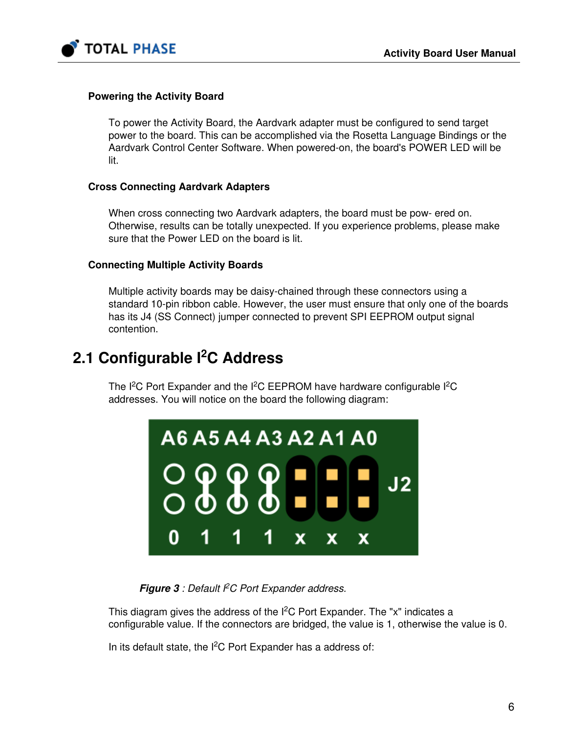### Powering the Activity Board

To power the Activity Board, the Aardvark adapter must be configured to send target power to the board. This can be accomplished via the Rosetta Language Bindings or the Aardvark Control Center Software. When powered-on, the board's POWER LED will be lit.

### Cross Connecting Aardvark Adapters

When cross connecting two Aardvark adapters, the board must be pow- ered on. Otherwise, results can be totally unexpected. If you experience problems, please make sure that the Power LED on the board is lit.

### Connecting Multiple Activity Boards

Multiple activity boards may be daisy-chained through these connectors using a standard 10-pin ribbon cable. However, the user must ensure that only one of the boards has its J4 (SS Connect) jumper connected to prevent SPI EEPROM output signal contention.

## 2.1 Configurable I²C Address

The I²C Port Expander and the I²C EEPROM have hardware configurable I²C addresses. You will notice on the board the following diagram:

| A6 | A5 | A4 | A3 | A2 | A1 | A0 |
|---|---|---|---|---|---|---|
| 0 | 1 | 1 | 1 | x | x | x |

***Figure 3** : Default I²C Port Expander address.*

This diagram gives the address of the I²C Port Expander. The "x" indicates a configurable value. If the connectors are bridged, the value is 1, otherwise the value is 0.

In its default state, the I²C Port Expander has a address of: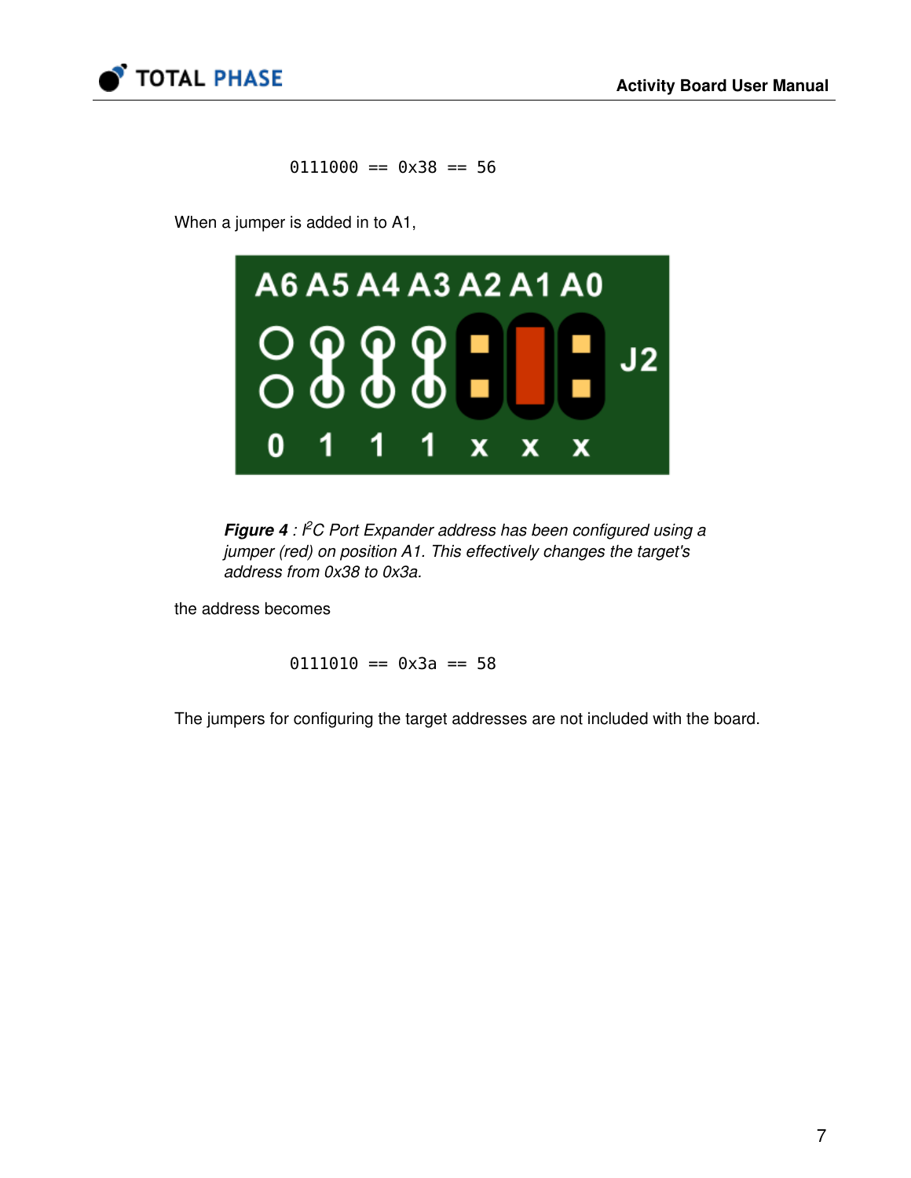```
0111000 == 0x38 == 56
```

When a jumper is added in to A1,

*Figure 4 : I²C Port Expander address has been configured using a jumper (red) on position A1. This effectively changes the target's address from 0x38 to 0x3a.*

the address becomes

```
0111010 == 0x3a == 58
```

The jumpers for configuring the target addresses are not included with the board.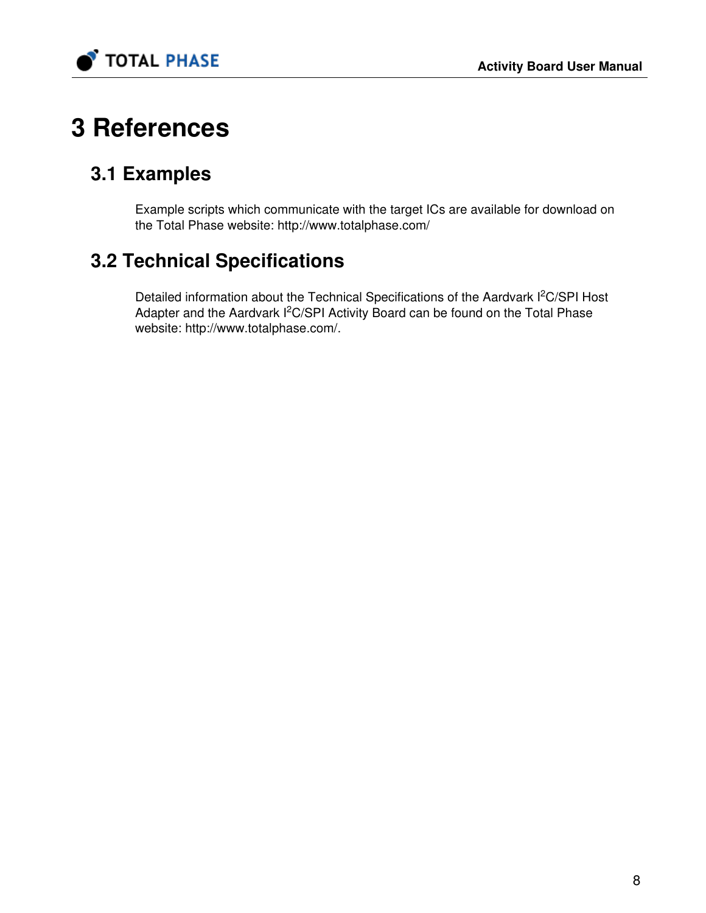# 3 References

## 3.1 Examples

Example scripts which communicate with the target ICs are available for download on the Total Phase website: http://www.totalphase.com/

## 3.2 Technical Specifications

Detailed information about the Technical Specifications of the Aardvark $I^2C$/SPI Host Adapter and the Aardvark $I^2C$/SPI Activity Board can be found on the Total Phase website: http://www.totalphase.com/.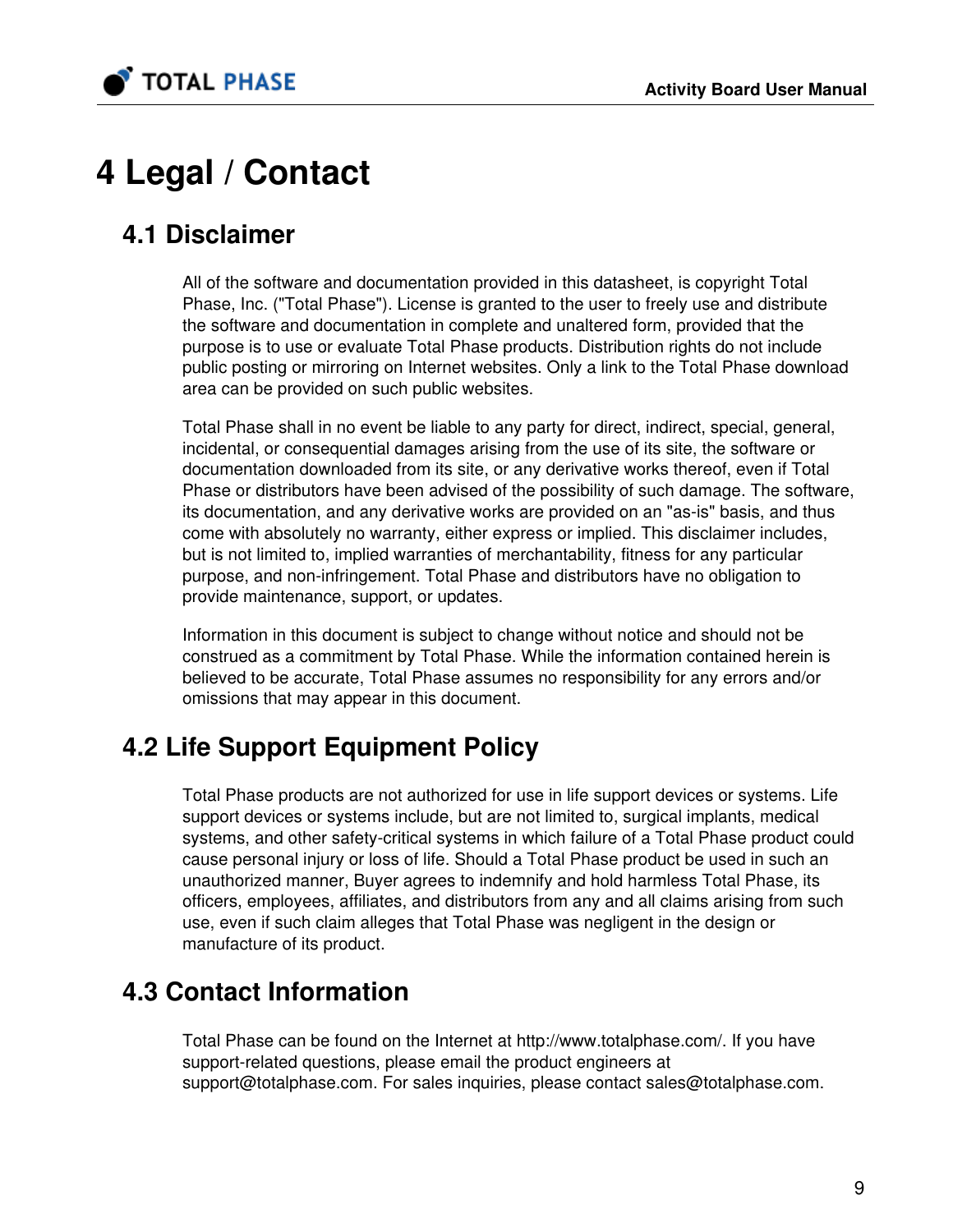# 4 Legal / Contact

## 4.1 Disclaimer

All of the software and documentation provided in this datasheet, is copyright Total Phase, Inc. ("Total Phase"). License is granted to the user to freely use and distribute the software and documentation in complete and unaltered form, provided that the purpose is to use or evaluate Total Phase products. Distribution rights do not include public posting or mirroring on Internet websites. Only a link to the Total Phase download area can be provided on such public websites.

Total Phase shall in no event be liable to any party for direct, indirect, special, general, incidental, or consequential damages arising from the use of its site, the software or documentation downloaded from its site, or any derivative works thereof, even if Total Phase or distributors have been advised of the possibility of such damage. The software, its documentation, and any derivative works are provided on an "as-is" basis, and thus come with absolutely no warranty, either express or implied. This disclaimer includes, but is not limited to, implied warranties of merchantability, fitness for any particular purpose, and non-infringement. Total Phase and distributors have no obligation to provide maintenance, support, or updates.

Information in this document is subject to change without notice and should not be construed as a commitment by Total Phase. While the information contained herein is believed to be accurate, Total Phase assumes no responsibility for any errors and/or omissions that may appear in this document.

## 4.2 Life Support Equipment Policy

Total Phase products are not authorized for use in life support devices or systems. Life support devices or systems include, but are not limited to, surgical implants, medical systems, and other safety-critical systems in which failure of a Total Phase product could cause personal injury or loss of life. Should a Total Phase product be used in such an unauthorized manner, Buyer agrees to indemnify and hold harmless Total Phase, its officers, employees, affiliates, and distributors from any and all claims arising from such use, even if such claim alleges that Total Phase was negligent in the design or manufacture of its product.

## 4.3 Contact Information

Total Phase can be found on the Internet at http://www.totalphase.com/. If you have support-related questions, please email the product engineers at support@totalphase.com. For sales inquiries, please contact sales@totalphase.com.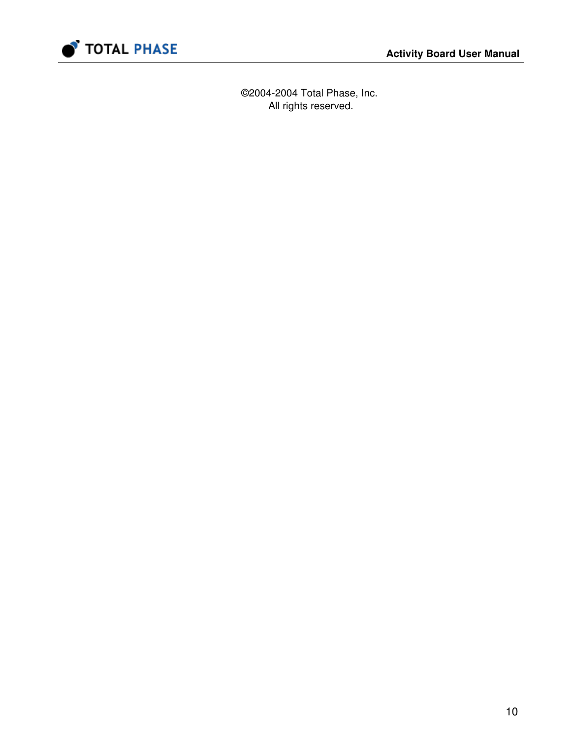©2004-2004 Total Phase, Inc.
All rights reserved.